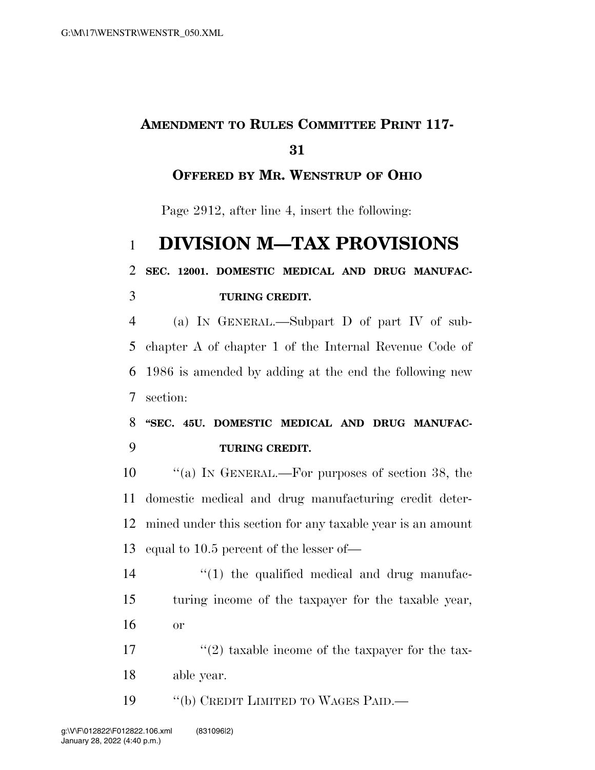**AMENDMENT TO RULES COMMITTEE PRINT 117-31**

**OFFERED BY MR. WENSTRUP OF OHIO**

Page 2912, after line 4, insert the following:

# DIVISION M—TAX PROVISIONS

**SEC. 12001. DOMESTIC MEDICAL AND DRUG MANUFACTURING CREDIT.**

(a) IN GENERAL.—Subpart D of part IV of subchapter A of chapter 1 of the Internal Revenue Code of 1986 is amended by adding at the end the following new section:

**"SEC. 45U. DOMESTIC MEDICAL AND DRUG MANUFACTURING CREDIT.**

"(a) IN GENERAL.—For purposes of section 38, the domestic medical and drug manufacturing credit determined under this section for any taxable year is an amount equal to 10.5 percent of the lesser of—

"(1) the qualified medical and drug manufacturing income of the taxpayer for the taxable year, or

"(2) taxable income of the taxpayer for the taxable year.

"(b) CREDIT LIMITED TO WAGES PAID.—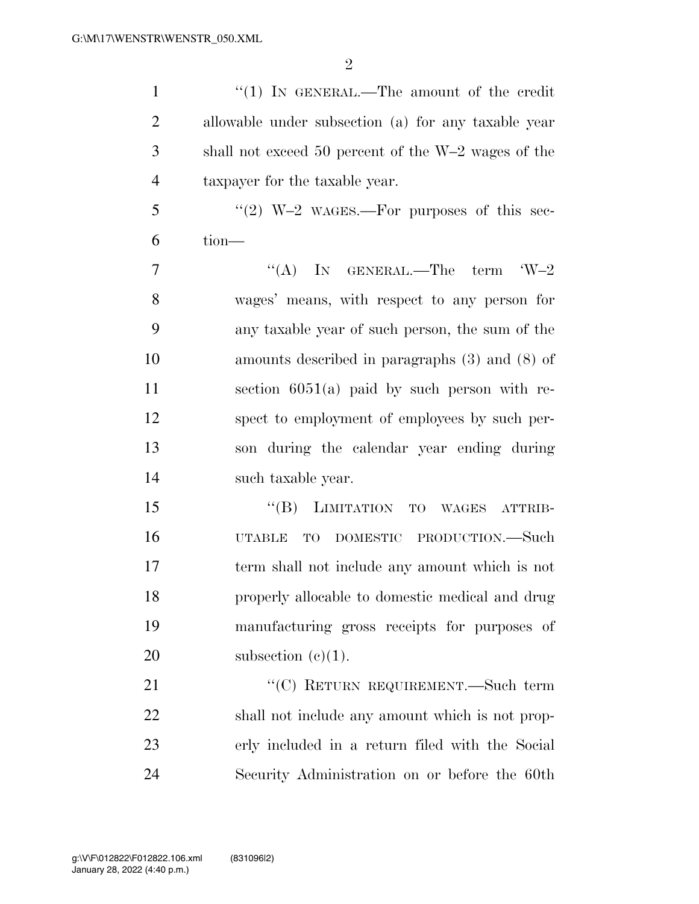"(1) IN GENERAL.—The amount of the credit allowable under subsection (a) for any taxable year shall not exceed 50 percent of the W–2 wages of the taxpayer for the taxable year.

"(2) W–2 WAGES.—For purposes of this section—

"(A) IN GENERAL.—The term 'W–2 wages' means, with respect to any person for any taxable year of such person, the sum of the amounts described in paragraphs (3) and (8) of section 6051(a) paid by such person with respect to employment of employees by such person during the calendar year ending during such taxable year.

"(B) LIMITATION TO WAGES ATTRIBUTABLE TO DOMESTIC PRODUCTION.—Such term shall not include any amount which is not properly allocable to domestic medical and drug manufacturing gross receipts for purposes of subsection (c)(1).

"(C) RETURN REQUIREMENT.—Such term shall not include any amount which is not properly included in a return filed with the Social Security Administration on or before the 60th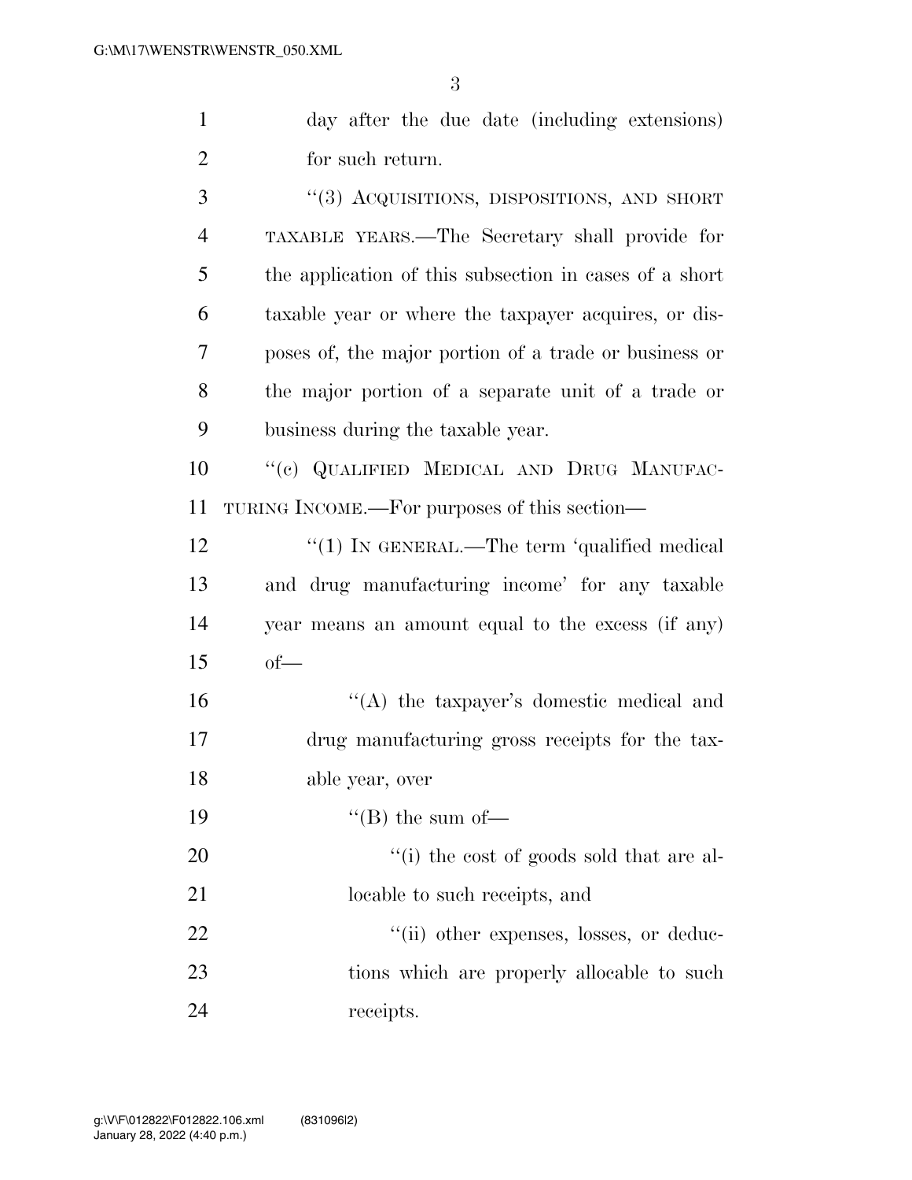day after the due date (including extensions) for such return.

"(3) ACQUISITIONS, DISPOSITIONS, AND SHORT TAXABLE YEARS.—The Secretary shall provide for the application of this subsection in cases of a short taxable year or where the taxpayer acquires, or disposes of, the major portion of a trade or business or the major portion of a separate unit of a trade or business during the taxable year.

"(c) QUALIFIED MEDICAL AND DRUG MANUFACTURING INCOME.—For purposes of this section—

"(1) IN GENERAL.—The term 'qualified medical and drug manufacturing income' for any taxable year means an amount equal to the excess (if any) of—

"(A) the taxpayer's domestic medical and drug manufacturing gross receipts for the taxable year, over

"(B) the sum of—

"(i) the cost of goods sold that are allocable to such receipts, and

"(ii) other expenses, losses, or deductions which are properly allocable to such receipts.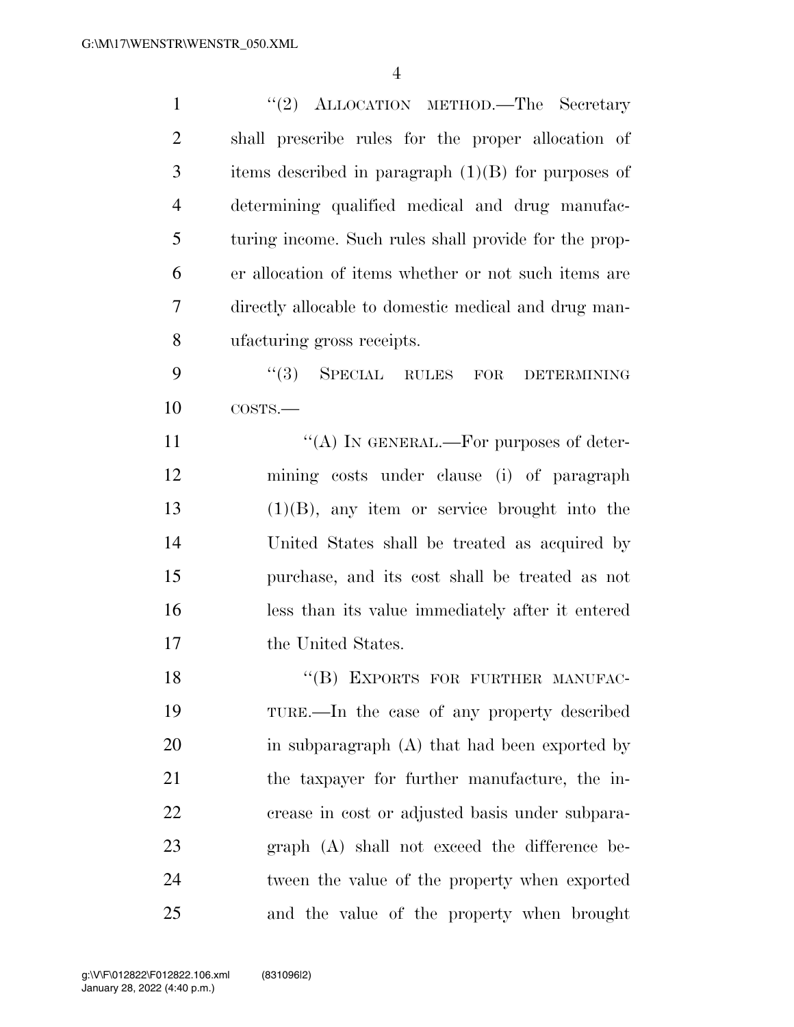"(2) ALLOCATION METHOD.—The Secretary shall prescribe rules for the proper allocation of items described in paragraph (1)(B) for purposes of determining qualified medical and drug manufacturing income. Such rules shall provide for the proper allocation of items whether or not such items are directly allocable to domestic medical and drug manufacturing gross receipts.

"(3) SPECIAL RULES FOR DETERMINING COSTS.—

"(A) IN GENERAL.—For purposes of determining costs under clause (i) of paragraph (1)(B), any item or service brought into the United States shall be treated as acquired by purchase, and its cost shall be treated as not less than its value immediately after it entered the United States.

"(B) EXPORTS FOR FURTHER MANUFACTURE.—In the case of any property described in subparagraph (A) that had been exported by the taxpayer for further manufacture, the increase in cost or adjusted basis under subparagraph (A) shall not exceed the difference between the value of the property when exported and the value of the property when brought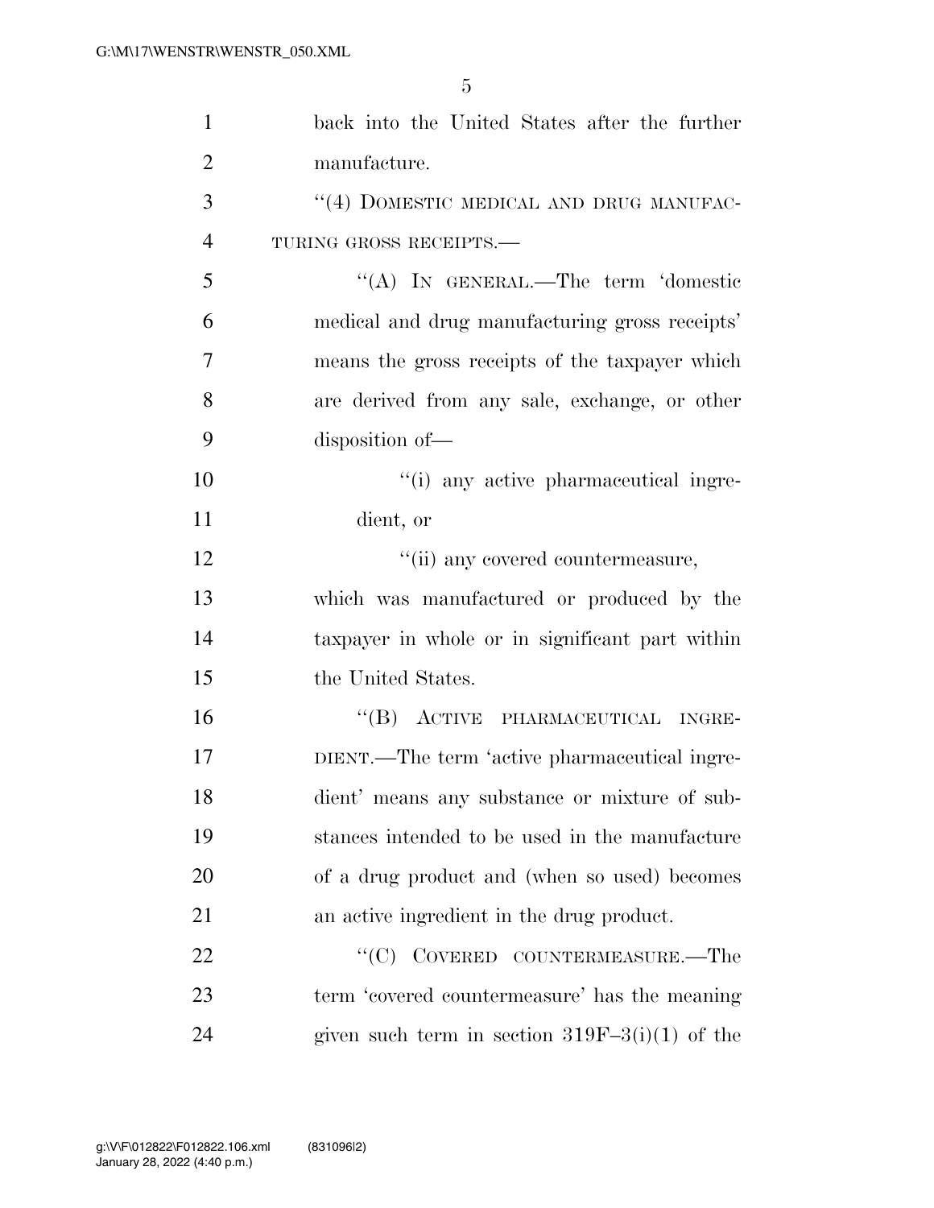back into the United States after the further manufacture.

"(4) DOMESTIC MEDICAL AND DRUG MANUFACTURING GROSS RECEIPTS.—

"(A) IN GENERAL.—The term 'domestic medical and drug manufacturing gross receipts' means the gross receipts of the taxpayer which are derived from any sale, exchange, or other disposition of—

"(i) any active pharmaceutical ingredient, or

"(ii) any covered countermeasure,

which was manufactured or produced by the taxpayer in whole or in significant part within the United States.

"(B) ACTIVE PHARMACEUTICAL INGREDIENT.—The term 'active pharmaceutical ingredient' means any substance or mixture of substances intended to be used in the manufacture of a drug product and (when so used) becomes an active ingredient in the drug product.

"(C) COVERED COUNTERMEASURE.—The term 'covered countermeasure' has the meaning given such term in section 319F–3(i)(1) of the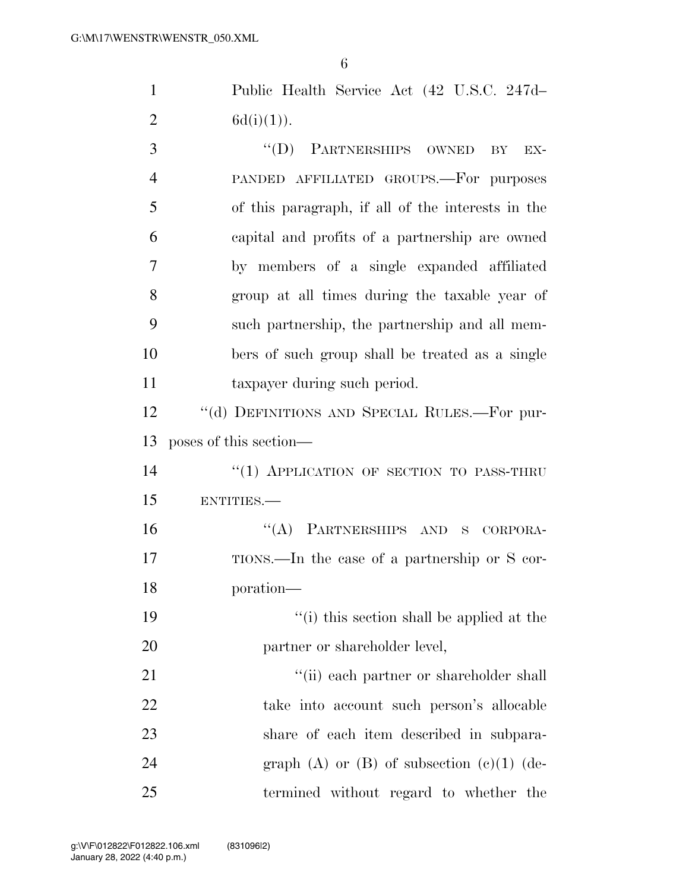Public Health Service Act (42 U.S.C. 247d–6d(i)(1)).

"(D) PARTNERSHIPS OWNED BY EXPANDED AFFILIATED GROUPS.—For purposes of this paragraph, if all of the interests in the capital and profits of a partnership are owned by members of a single expanded affiliated group at all times during the taxable year of such partnership, the partnership and all members of such group shall be treated as a single taxpayer during such period.

"(d) DEFINITIONS AND SPECIAL RULES.—For purposes of this section—

"(1) APPLICATION OF SECTION TO PASS-THRU ENTITIES.—

"(A) PARTNERSHIPS AND S CORPORATIONS.—In the case of a partnership or S corporation—

"(i) this section shall be applied at the partner or shareholder level,

"(ii) each partner or shareholder shall take into account such person's allocable share of each item described in subparagraph (A) or (B) of subsection (c)(1) (determined without regard to whether the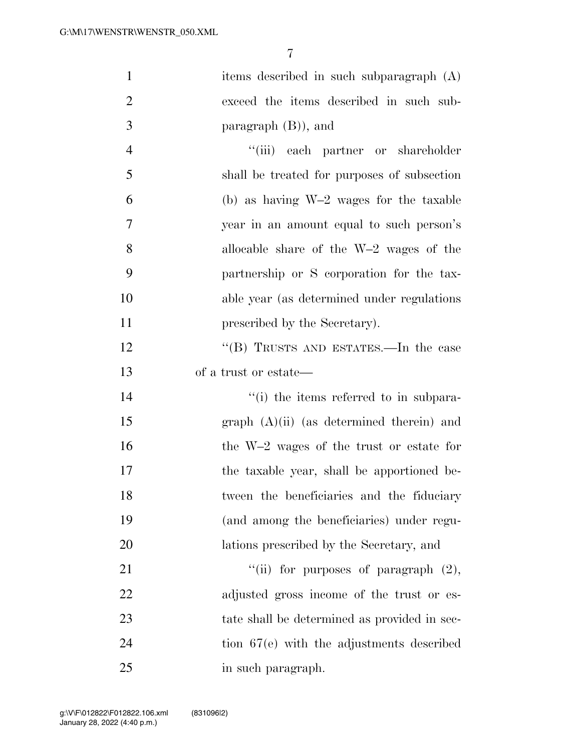items described in such subparagraph (A) exceed the items described in such subparagraph (B)), and

"(iii) each partner or shareholder shall be treated for purposes of subsection (b) as having W–2 wages for the taxable year in an amount equal to such person's allocable share of the W–2 wages of the partnership or S corporation for the taxable year (as determined under regulations prescribed by the Secretary).

"(B) TRUSTS AND ESTATES.—In the case of a trust or estate—

"(i) the items referred to in subparagraph (A)(ii) (as determined therein) and the W–2 wages of the trust or estate for the taxable year, shall be apportioned between the beneficiaries and the fiduciary (and among the beneficiaries) under regulations prescribed by the Secretary, and

"(ii) for purposes of paragraph (2), adjusted gross income of the trust or estate shall be determined as provided in section 67(e) with the adjustments described in such paragraph.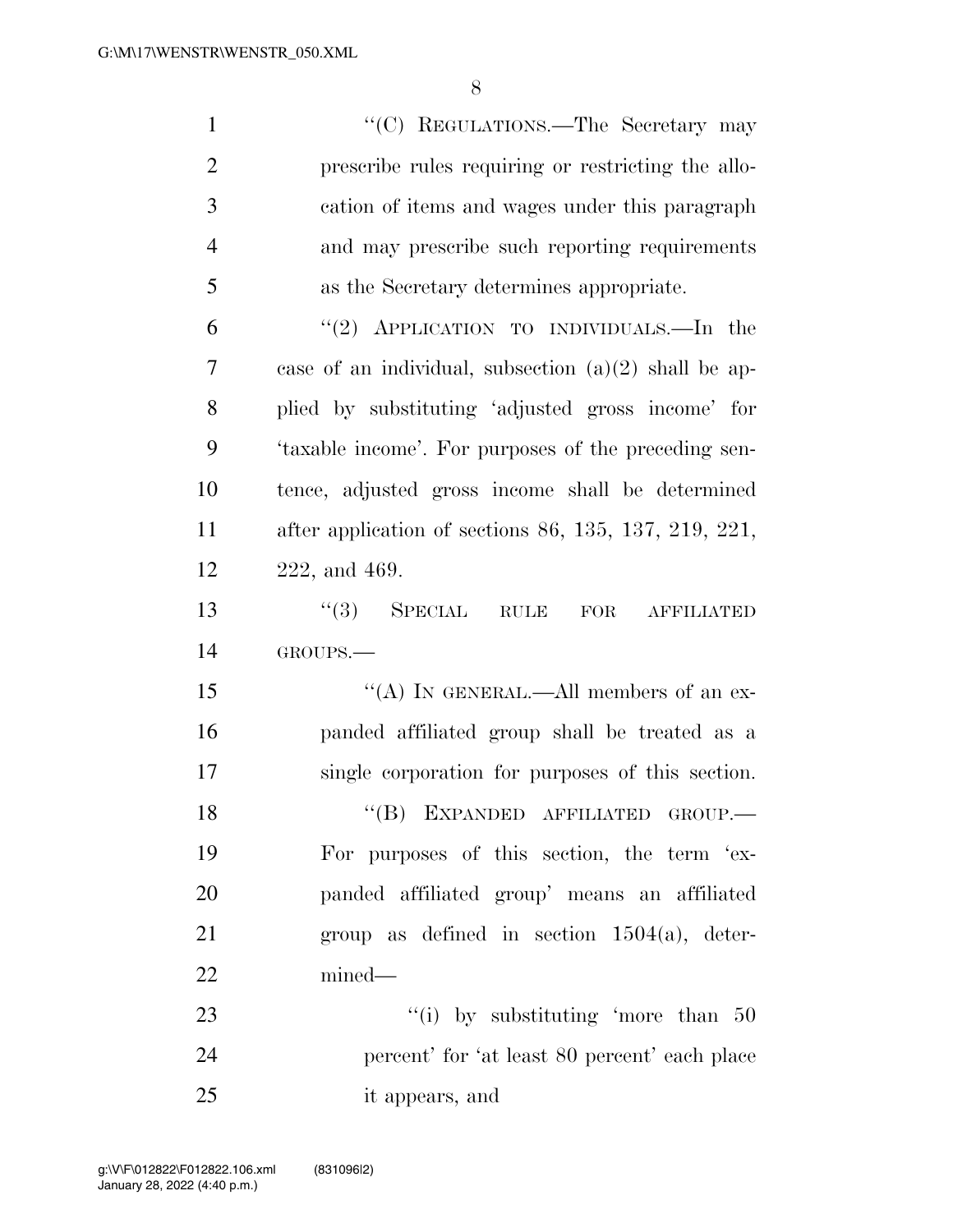"(C) REGULATIONS.—The Secretary may prescribe rules requiring or restricting the allocation of items and wages under this paragraph and may prescribe such reporting requirements as the Secretary determines appropriate.

"(2) APPLICATION TO INDIVIDUALS.—In the case of an individual, subsection (a)(2) shall be applied by substituting 'adjusted gross income' for 'taxable income'. For purposes of the preceding sentence, adjusted gross income shall be determined after application of sections 86, 135, 137, 219, 221, 222, and 469.

"(3) SPECIAL RULE FOR AFFILIATED GROUPS.—

"(A) IN GENERAL.—All members of an expanded affiliated group shall be treated as a single corporation for purposes of this section.

"(B) EXPANDED AFFILIATED GROUP.— For purposes of this section, the term 'expanded affiliated group' means an affiliated group as defined in section 1504(a), determined—

"(i) by substituting 'more than 50 percent' for 'at least 80 percent' each place it appears, and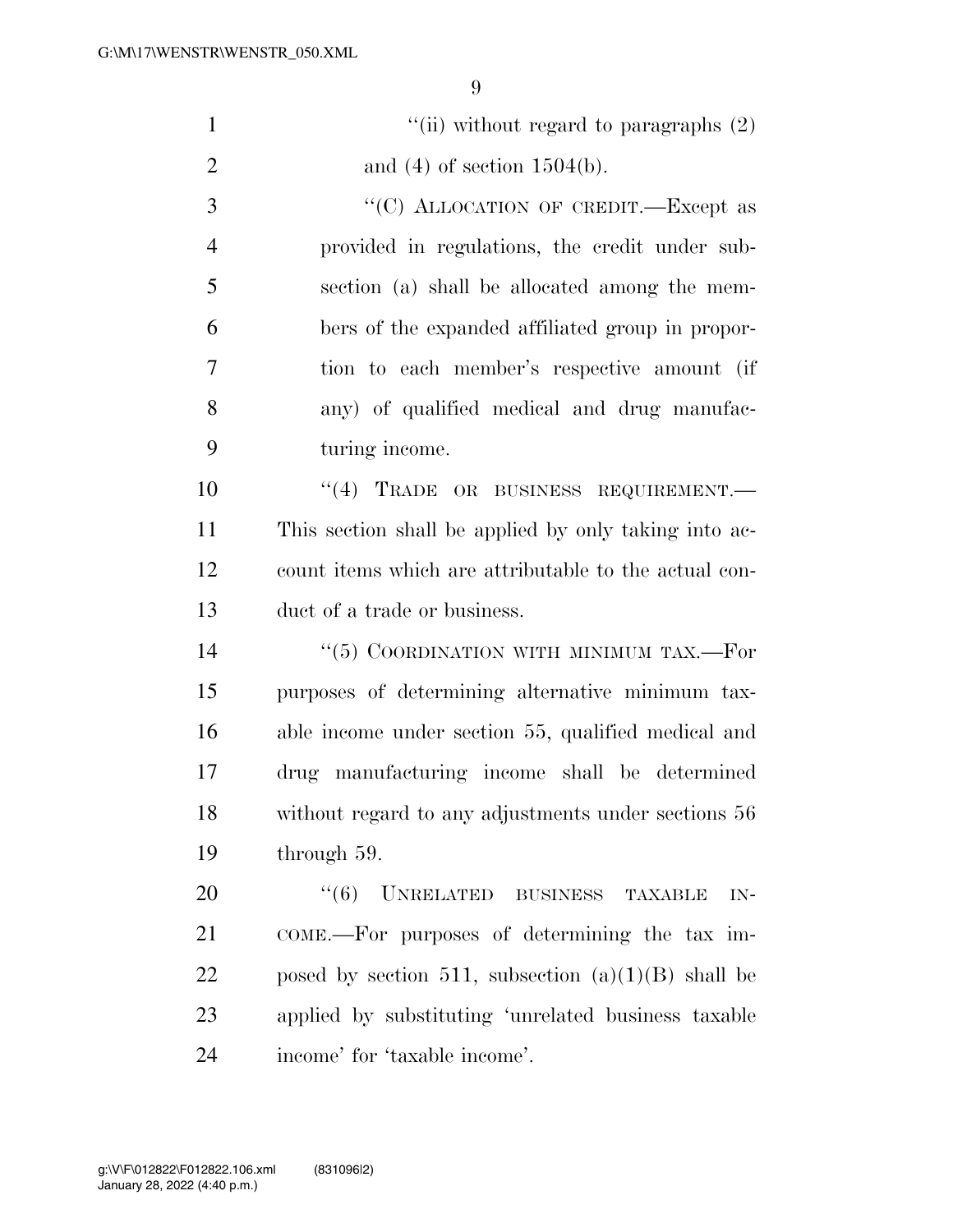"(ii) without regard to paragraphs (2) and (4) of section 1504(b).

"(C) ALLOCATION OF CREDIT.—Except as provided in regulations, the credit under subsection (a) shall be allocated among the members of the expanded affiliated group in proportion to each member's respective amount (if any) of qualified medical and drug manufacturing income.

"(4) TRADE OR BUSINESS REQUIREMENT.—This section shall be applied by only taking into account items which are attributable to the actual conduct of a trade or business.

"(5) COORDINATION WITH MINIMUM TAX.—For purposes of determining alternative minimum taxable income under section 55, qualified medical and drug manufacturing income shall be determined without regard to any adjustments under sections 56 through 59.

"(6) UNRELATED BUSINESS TAXABLE INCOME.—For purposes of determining the tax imposed by section 511, subsection (a)(1)(B) shall be applied by substituting 'unrelated business taxable income' for 'taxable income'.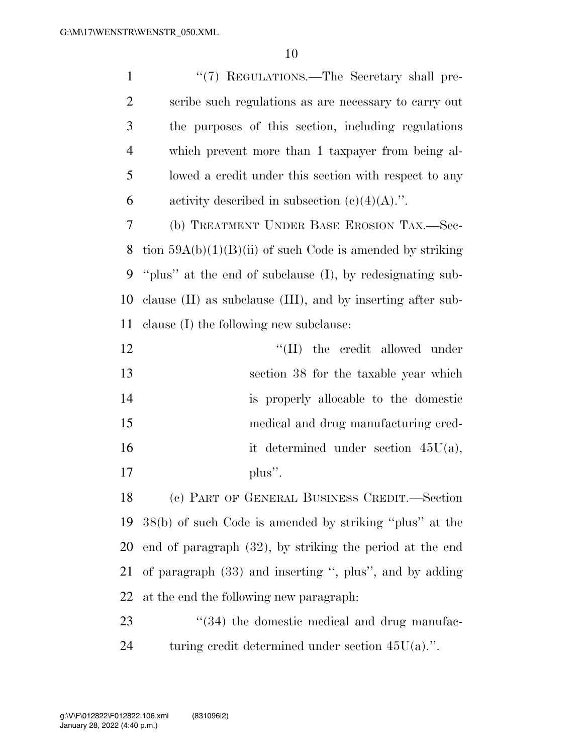"(7) REGULATIONS.—The Secretary shall prescribe such regulations as are necessary to carry out the purposes of this section, including regulations which prevent more than 1 taxpayer from being allowed a credit under this section with respect to any activity described in subsection (c)(4)(A).".

(b) TREATMENT UNDER BASE EROSION TAX.—Section 59A(b)(1)(B)(ii) of such Code is amended by striking "plus" at the end of subclause (I), by redesignating subclause (II) as subclause (III), and by inserting after subclause (I) the following new subclause:

"(II) the credit allowed under section 38 for the taxable year which is properly allocable to the domestic medical and drug manufacturing credit determined under section 45U(a), plus".

(c) PART OF GENERAL BUSINESS CREDIT.—Section 38(b) of such Code is amended by striking "plus" at the end of paragraph (32), by striking the period at the end of paragraph (33) and inserting ", plus", and by adding at the end the following new paragraph:

"(34) the domestic medical and drug manufacturing credit determined under section 45U(a).".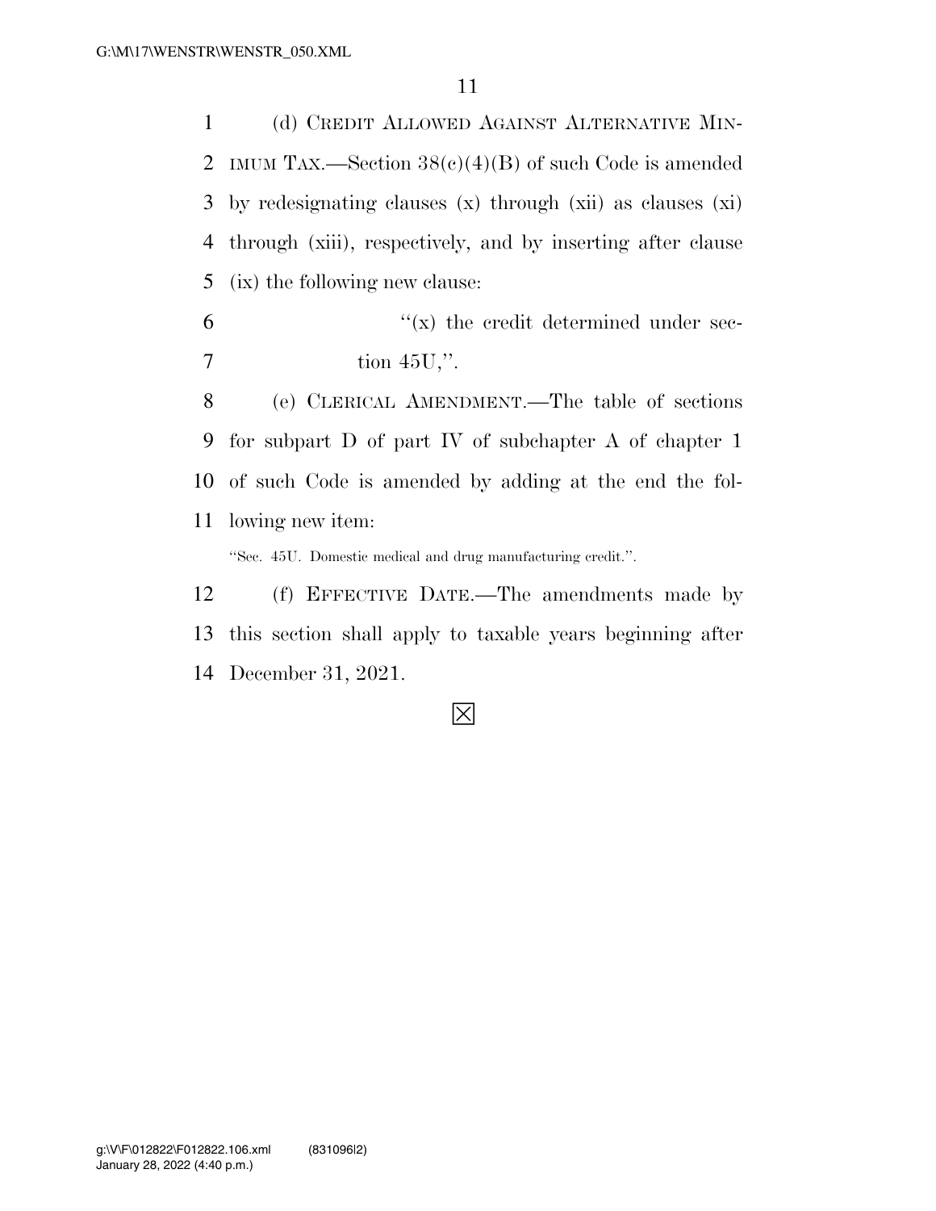(d) CREDIT ALLOWED AGAINST ALTERNATIVE MINIMUM TAX.—Section 38(c)(4)(B) of such Code is amended by redesignating clauses (x) through (xii) as clauses (xi) through (xiii), respectively, and by inserting after clause (ix) the following new clause:

> ''(x) the credit determined under section 45U,''.

(e) CLERICAL AMENDMENT.—The table of sections for subpart D of part IV of subchapter A of chapter 1 of such Code is amended by adding at the end the following new item:

> ''Sec. 45U. Domestic medical and drug manufacturing credit.''.

(f) EFFECTIVE DATE.—The amendments made by this section shall apply to taxable years beginning after December 31, 2021.